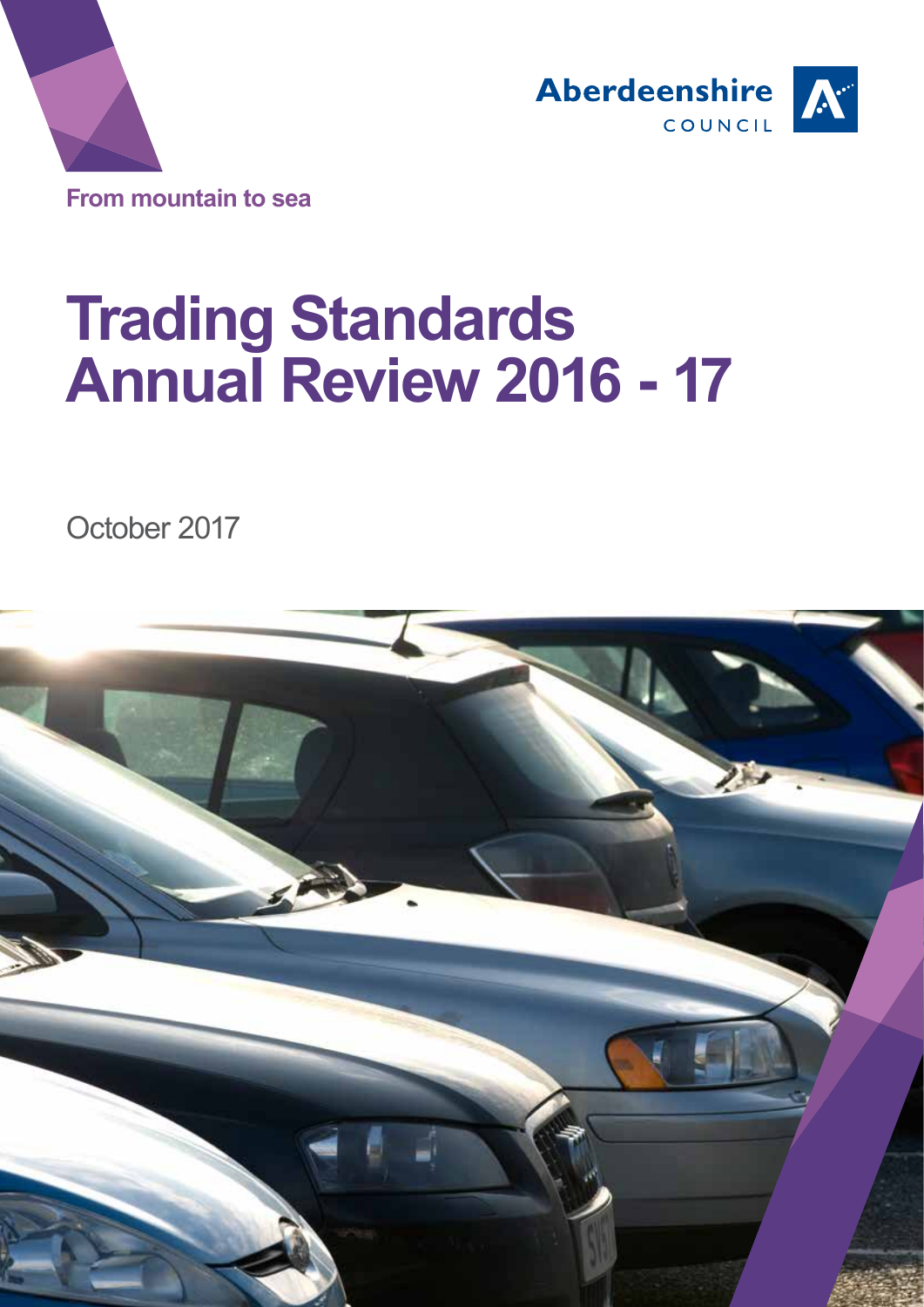Aberdeenshire
COUNCIL

From mountain to sea

# Trading Standards Annual Review 2016 - 17

October 2017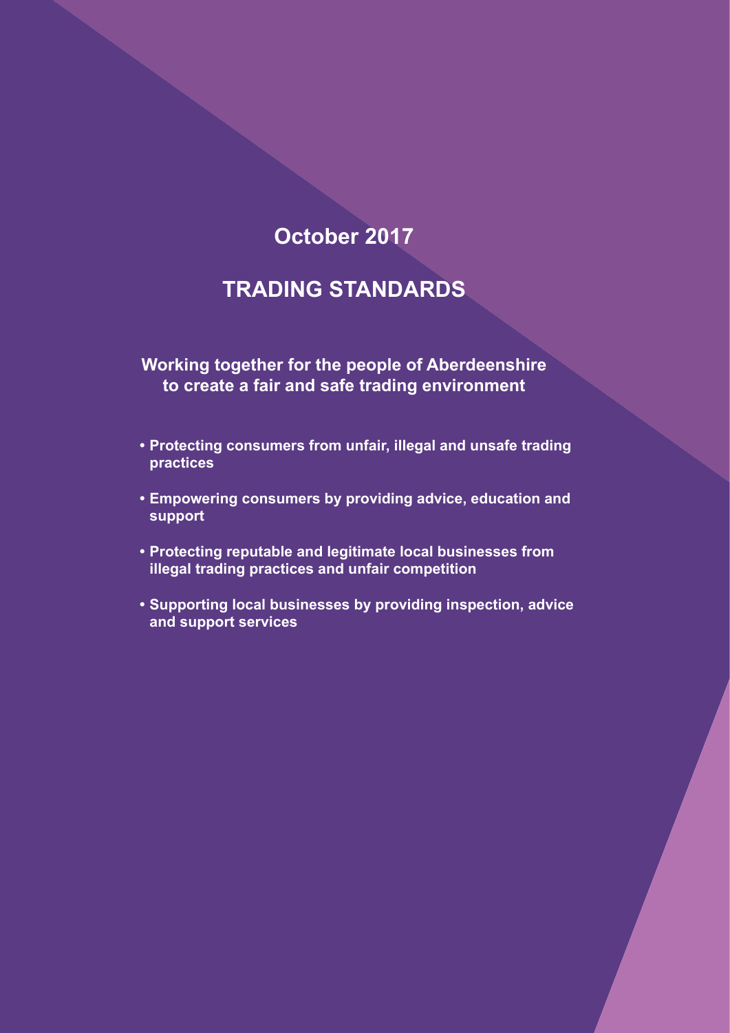October 2017

# TRADING STANDARDS

**Working together for the people of Aberdeenshire to create a fair and safe trading environment**

- **Protecting consumers from unfair, illegal and unsafe trading practices**
- **Empowering consumers by providing advice, education and support**
- **Protecting reputable and legitimate local businesses from illegal trading practices and unfair competition**
- **Supporting local businesses by providing inspection, advice and support services**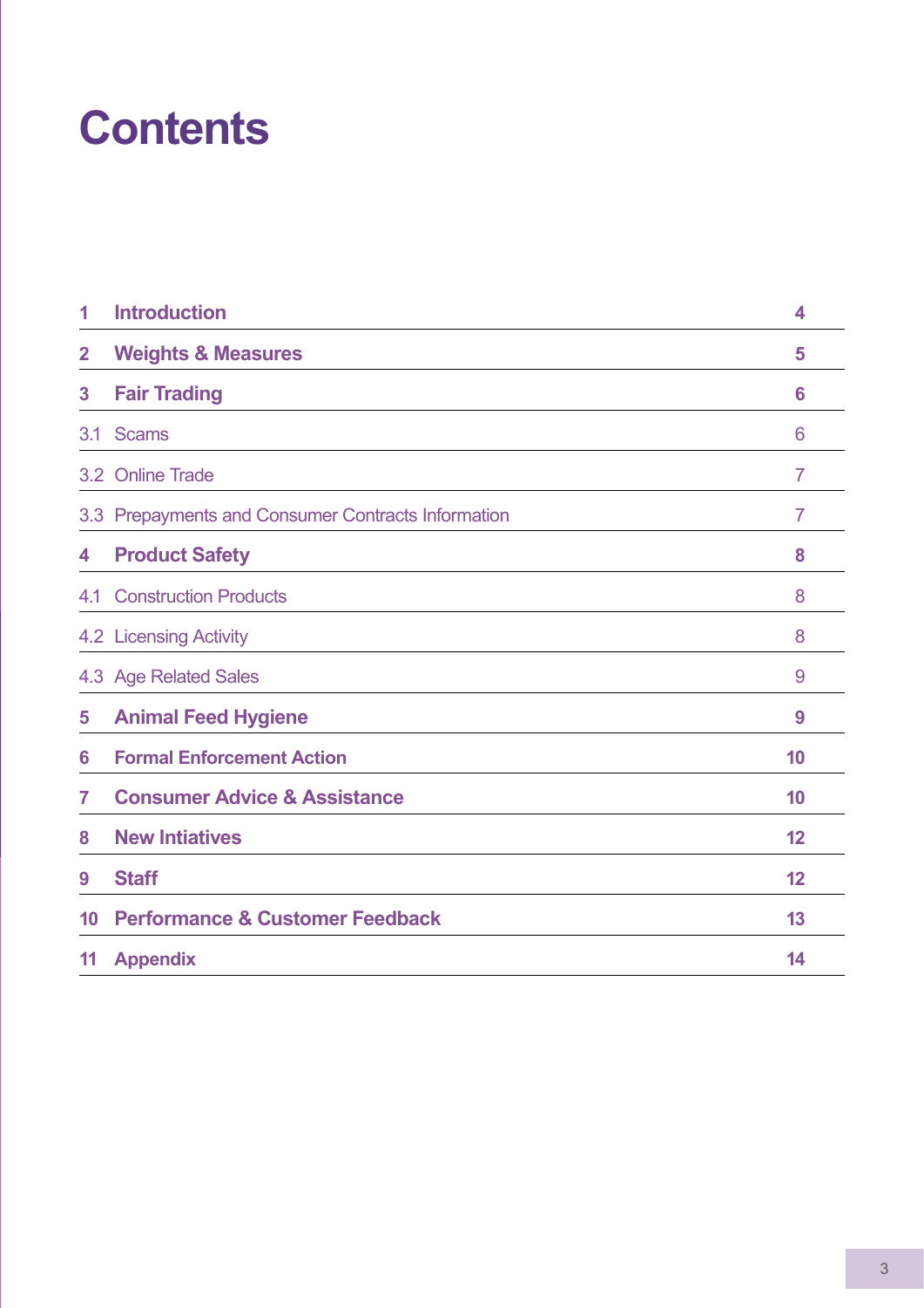# Contents

| | | |
|---|---|---|
| **1** | **Introduction** | **4** |
| **2** | **Weights & Measures** | **5** |
| **3** | **Fair Trading** | **6** |
| 3.1 | Scams | 6 |
| 3.2 | Online Trade | 7 |
| 3.3 | Prepayments and Consumer Contracts Information | 7 |
| **4** | **Product Safety** | **8** |
| 4.1 | Construction Products | 8 |
| 4.2 | Licensing Activity | 8 |
| 4.3 | Age Related Sales | 9 |
| **5** | **Animal Feed Hygiene** | **9** |
| **6** | **Formal Enforcement Action** | **10** |
| **7** | **Consumer Advice & Assistance** | **10** |
| **8** | **New Intiatives** | **12** |
| **9** | **Staff** | **12** |
| **10** | **Performance & Customer Feedback** | **13** |
| **11** | **Appendix** | **14** |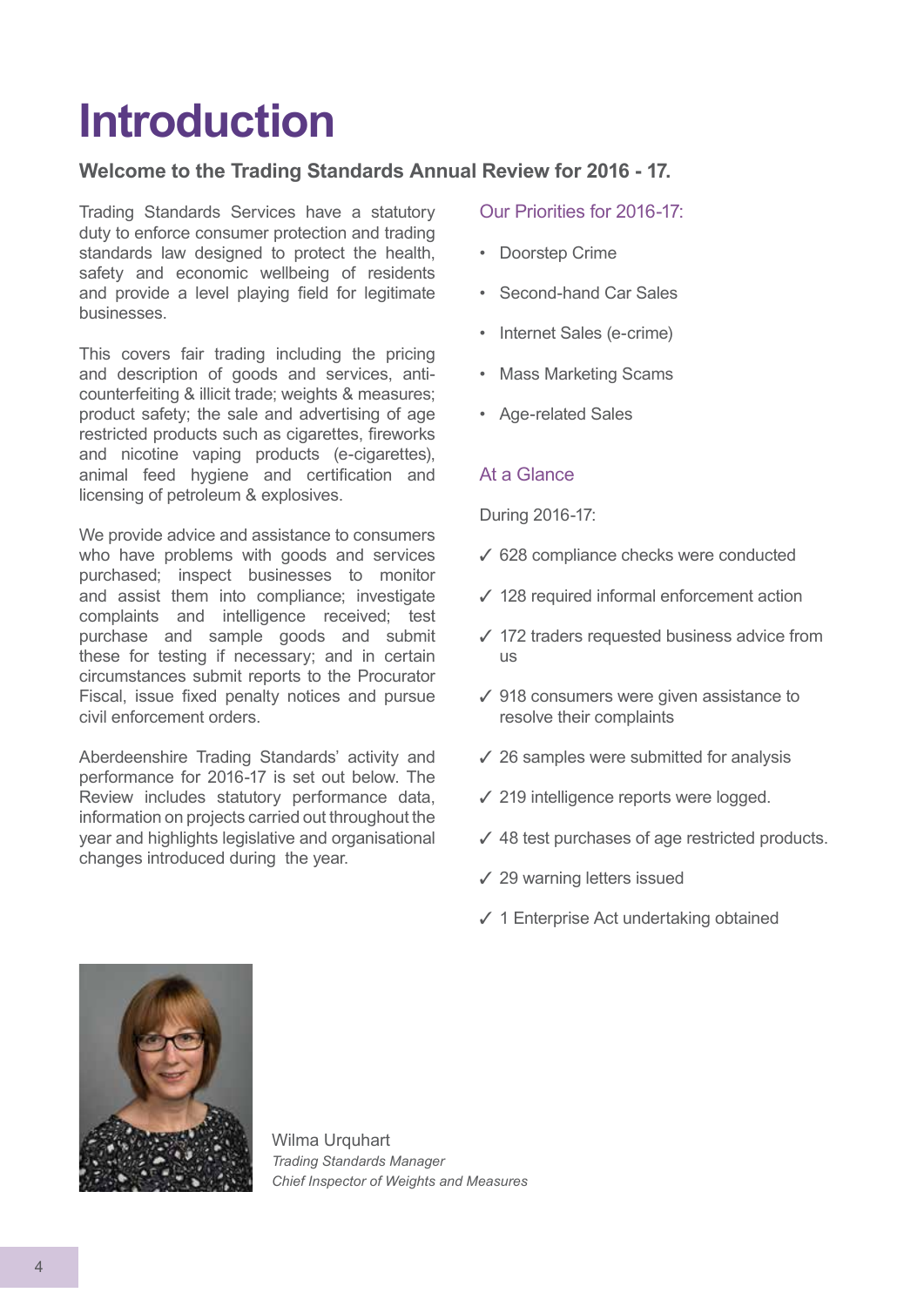# Introduction

**Welcome to the Trading Standards Annual Review for 2016 - 17.**

Trading Standards Services have a statutory duty to enforce consumer protection and trading standards law designed to protect the health, safety and economic wellbeing of residents and provide a level playing field for legitimate businesses.

This covers fair trading including the pricing and description of goods and services, anti-counterfeiting & illicit trade; weights & measures; product safety; the sale and advertising of age restricted products such as cigarettes, fireworks and nicotine vaping products (e-cigarettes), animal feed hygiene and certification and licensing of petroleum & explosives.

We provide advice and assistance to consumers who have problems with goods and services purchased; inspect businesses to monitor and assist them into compliance; investigate complaints and intelligence received; test purchase and sample goods and submit these for testing if necessary; and in certain circumstances submit reports to the Procurator Fiscal, issue fixed penalty notices and pursue civil enforcement orders.

Aberdeenshire Trading Standards' activity and performance for 2016-17 is set out below. The Review includes statutory performance data, information on projects carried out throughout the year and highlights legislative and organisational changes introduced during the year.

## Our Priorities for 2016-17:

- Doorstep Crime
- Second-hand Car Sales
- Internet Sales (e-crime)
- Mass Marketing Scams
- Age-related Sales

## At a Glance

During 2016-17:

- ✓ 628 compliance checks were conducted
- ✓ 128 required informal enforcement action
- ✓ 172 traders requested business advice from us
- ✓ 918 consumers were given assistance to resolve their complaints
- ✓ 26 samples were submitted for analysis
- ✓ 219 intelligence reports were logged.
- ✓ 48 test purchases of age restricted products.
- ✓ 29 warning letters issued
- ✓ 1 Enterprise Act undertaking obtained

Wilma Urquhart
*Trading Standards Manager*
*Chief Inspector of Weights and Measures*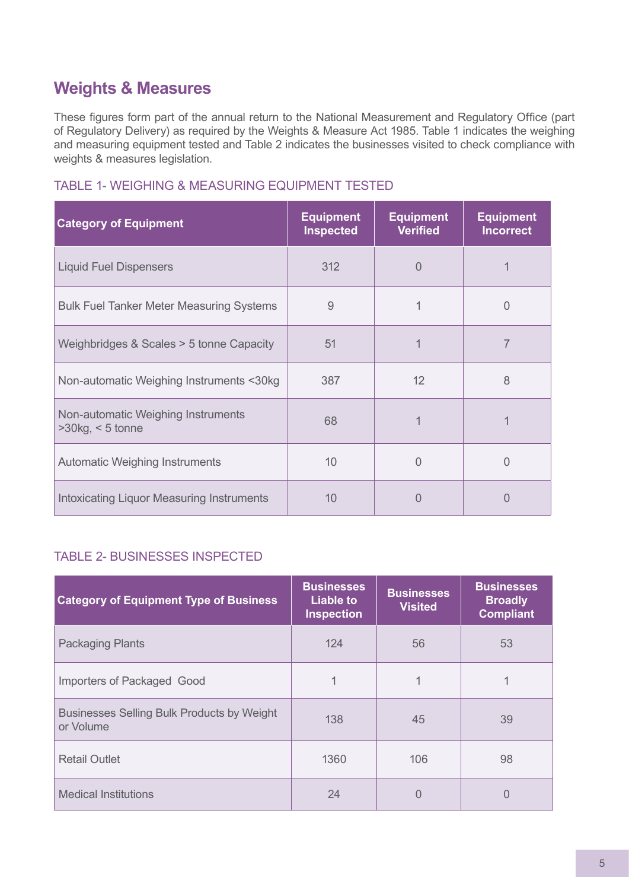## Weights & Measures

These figures form part of the annual return to the National Measurement and Regulatory Office (part of Regulatory Delivery) as required by the Weights & Measure Act 1985. Table 1 indicates the weighing and measuring equipment tested and Table 2 indicates the businesses visited to check compliance with weights & measures legislation.

### TABLE 1- WEIGHING & MEASURING EQUIPMENT TESTED

| Category of Equipment | Equipment Inspected | Equipment Verified | Equipment Incorrect |
|---|---|---|---|
| Liquid Fuel Dispensers | 312 | 0 | 1 |
| Bulk Fuel Tanker Meter Measuring Systems | 9 | 1 | 0 |
| Weighbridges & Scales > 5 tonne Capacity | 51 | 1 | 7 |
| Non-automatic Weighing Instruments <30kg | 387 | 12 | 8 |
| Non-automatic Weighing Instruments >30kg, < 5 tonne | 68 | 1 | 1 |
| Automatic Weighing Instruments | 10 | 0 | 0 |
| Intoxicating Liquor Measuring Instruments | 10 | 0 | 0 |

### TABLE 2- BUSINESSES INSPECTED

| Category of Equipment Type of Business | Businesses Liable to Inspection | Businesses Visited | Businesses Broadly Compliant |
|---|---|---|---|
| Packaging Plants | 124 | 56 | 53 |
| Importers of Packaged Good | 1 | 1 | 1 |
| Businesses Selling Bulk Products by Weight or Volume | 138 | 45 | 39 |
| Retail Outlet | 1360 | 106 | 98 |
| Medical Institutions | 24 | 0 | 0 |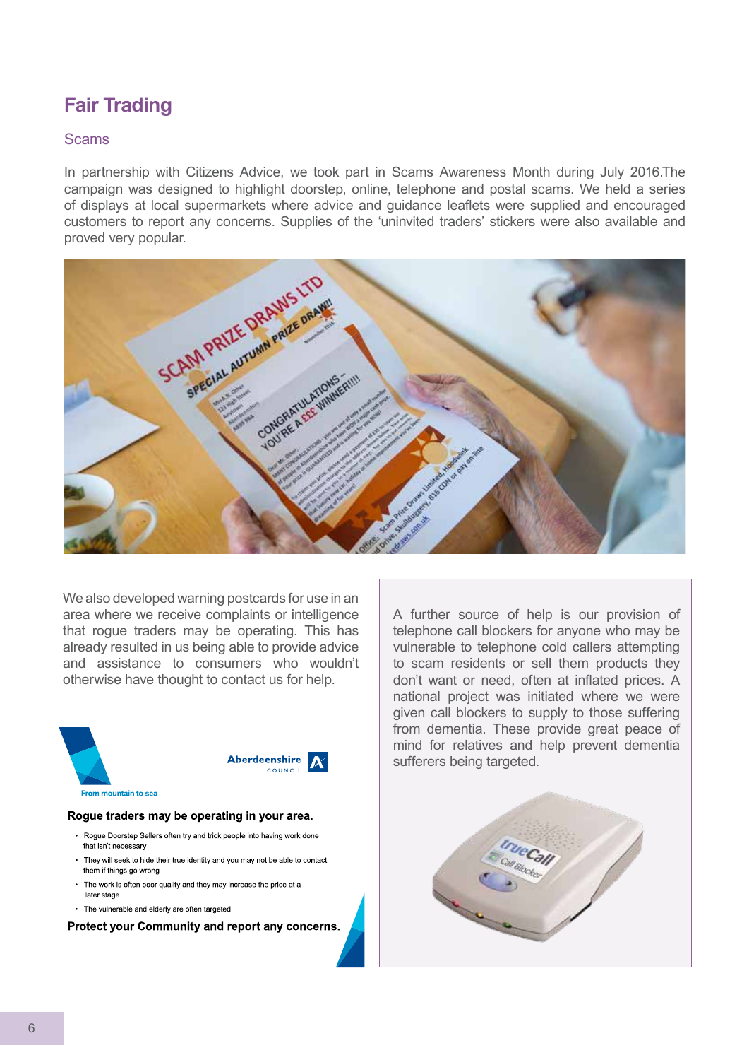# Fair Trading

## Scams

In partnership with Citizens Advice, we took part in Scams Awareness Month during July 2016.The campaign was designed to highlight doorstep, online, telephone and postal scams. We held a series of displays at local supermarkets where advice and guidance leaflets were supplied and encouraged customers to report any concerns. Supplies of the 'uninvited traders' stickers were also available and proved very popular.

We also developed warning postcards for use in an area where we receive complaints or intelligence that rogue traders may be operating. This has already resulted in us being able to provide advice and assistance to consumers who wouldn't otherwise have thought to contact us for help.

From mountain to sea

Aberdeenshire COUNCIL

**Rogue traders may be operating in your area.**

- Rogue Doorstep Sellers often try and trick people into having work done that isn't necessary
- They will seek to hide their true identity and you may not be able to contact them if things go wrong
- The work is often poor quality and they may increase the price at a later stage
- The vulnerable and elderly are often targeted

**Protect your Community and report any concerns.**

A further source of help is our provision of telephone call blockers for anyone who may be vulnerable to telephone cold callers attempting to scam residents or sell them products they don't want or need, often at inflated prices. A national project was initiated where we were given call blockers to supply to those suffering from dementia. These provide great peace of mind for relatives and help prevent dementia sufferers being targeted.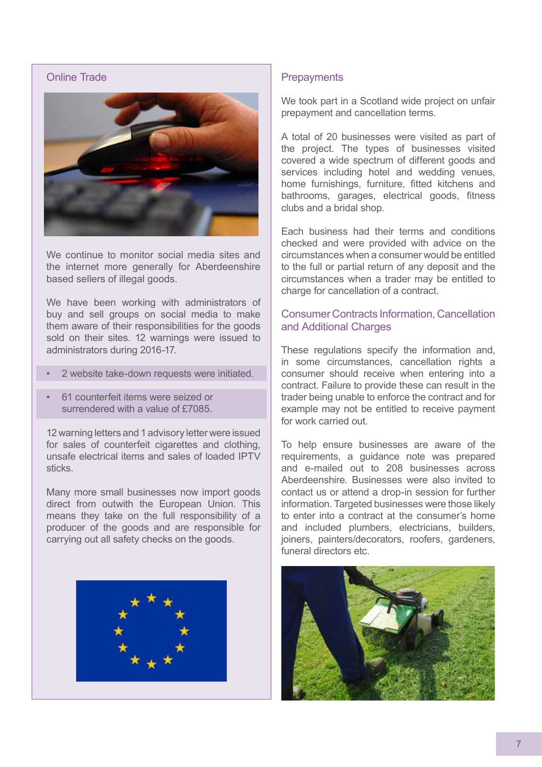## Online Trade

We continue to monitor social media sites and the internet more generally for Aberdeenshire based sellers of illegal goods.

We have been working with administrators of buy and sell groups on social media to make them aware of their responsibilities for the goods sold on their sites. 12 warnings were issued to administrators during 2016-17.

- 2 website take-down requests were initiated.
- 61 counterfeit items were seized or surrendered with a value of £7085.

12 warning letters and 1 advisory letter were issued for sales of counterfeit cigarettes and clothing, unsafe electrical items and sales of loaded IPTV sticks.

Many more small businesses now import goods direct from outwith the European Union. This means they take on the full responsibility of a producer of the goods and are responsible for carrying out all safety checks on the goods.

## Prepayments

We took part in a Scotland wide project on unfair prepayment and cancellation terms.

A total of 20 businesses were visited as part of the project. The types of businesses visited covered a wide spectrum of different goods and services including hotel and wedding venues, home furnishings, furniture, fitted kitchens and bathrooms, garages, electrical goods, fitness clubs and a bridal shop.

Each business had their terms and conditions checked and were provided with advice on the circumstances when a consumer would be entitled to the full or partial return of any deposit and the circumstances when a trader may be entitled to charge for cancellation of a contract.

## Consumer Contracts Information, Cancellation and Additional Charges

These regulations specify the information and, in some circumstances, cancellation rights a consumer should receive when entering into a contract. Failure to provide these can result in the trader being unable to enforce the contract and for example may not be entitled to receive payment for work carried out.

To help ensure businesses are aware of the requirements, a guidance note was prepared and e-mailed out to 208 businesses across Aberdeenshire. Businesses were also invited to contact us or attend a drop-in session for further information. Targeted businesses were those likely to enter into a contract at the consumer's home and included plumbers, electricians, builders, joiners, painters/decorators, roofers, gardeners, funeral directors etc.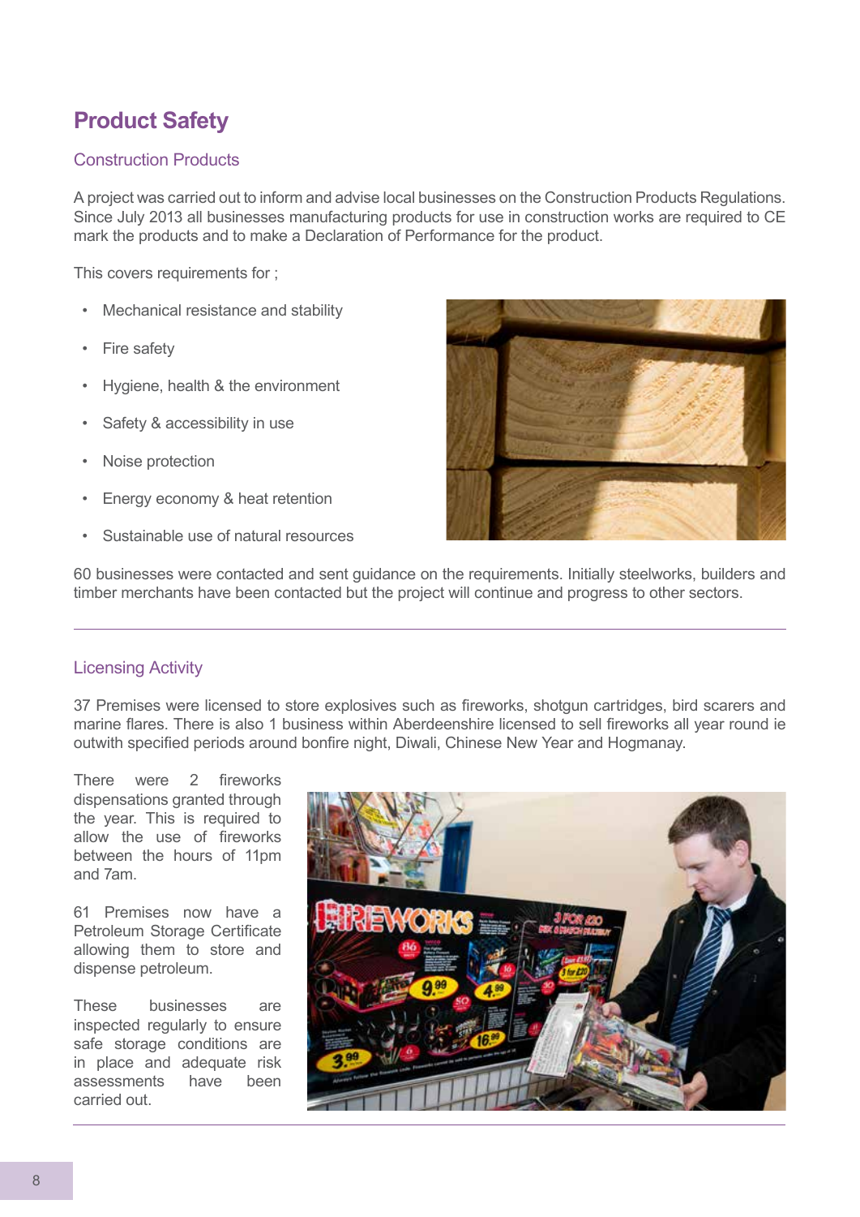## Product Safety

### Construction Products

A project was carried out to inform and advise local businesses on the Construction Products Regulations. Since July 2013 all businesses manufacturing products for use in construction works are required to CE mark the products and to make a Declaration of Performance for the product.

This covers requirements for ;

- Mechanical resistance and stability
- Fire safety
- Hygiene, health & the environment
- Safety & accessibility in use
- Noise protection
- Energy economy & heat retention
- Sustainable use of natural resources

60 businesses were contacted and sent guidance on the requirements. Initially steelworks, builders and timber merchants have been contacted but the project will continue and progress to other sectors.

---

### Licensing Activity

37 Premises were licensed to store explosives such as fireworks, shotgun cartridges, bird scarers and marine flares. There is also 1 business within Aberdeenshire licensed to sell fireworks all year round ie outwith specified periods around bonfire night, Diwali, Chinese New Year and Hogmanay.

There were 2 fireworks dispensations granted through the year. This is required to allow the use of fireworks between the hours of 11pm and 7am.

61 Premises now have a Petroleum Storage Certificate allowing them to store and dispense petroleum.

These businesses are inspected regularly to ensure safe storage conditions are in place and adequate risk assessments have been carried out.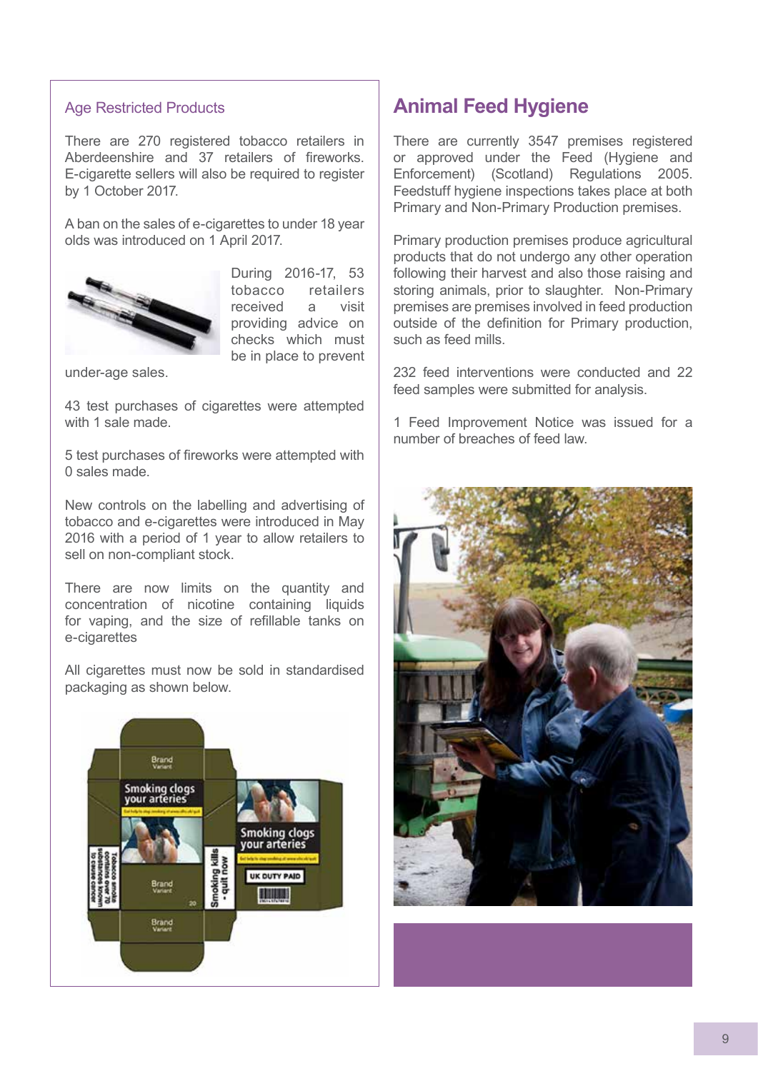### Age Restricted Products

There are 270 registered tobacco retailers in Aberdeenshire and 37 retailers of fireworks. E-cigarette sellers will also be required to register by 1 October 2017.

A ban on the sales of e-cigarettes to under 18 year olds was introduced on 1 April 2017.

During 2016-17, 53 tobacco retailers received a visit providing advice on checks which must be in place to prevent under-age sales.

43 test purchases of cigarettes were attempted with 1 sale made.

5 test purchases of fireworks were attempted with 0 sales made.

New controls on the labelling and advertising of tobacco and e-cigarettes were introduced in May 2016 with a period of 1 year to allow retailers to sell on non-compliant stock.

There are now limits on the quantity and concentration of nicotine containing liquids for vaping, and the size of refillable tanks on e-cigarettes

All cigarettes must now be sold in standardised packaging as shown below.

## Animal Feed Hygiene

There are currently 3547 premises registered or approved under the Feed (Hygiene and Enforcement) (Scotland) Regulations 2005. Feedstuff hygiene inspections takes place at both Primary and Non-Primary Production premises.

Primary production premises produce agricultural products that do not undergo any other operation following their harvest and also those raising and storing animals, prior to slaughter. Non-Primary premises are premises involved in feed production outside of the definition for Primary production, such as feed mills.

232 feed interventions were conducted and 22 feed samples were submitted for analysis.

1 Feed Improvement Notice was issued for a number of breaches of feed law.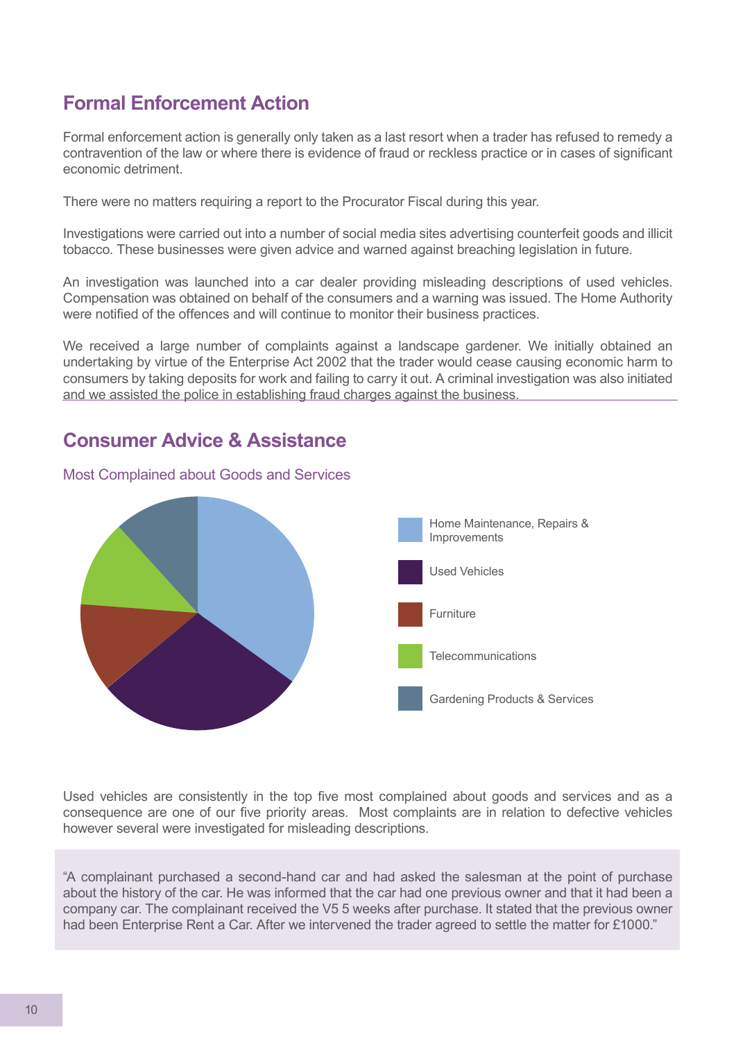## Formal Enforcement Action

Formal enforcement action is generally only taken as a last resort when a trader has refused to remedy a contravention of the law or where there is evidence of fraud or reckless practice or in cases of significant economic detriment.

There were no matters requiring a report to the Procurator Fiscal during this year.

Investigations were carried out into a number of social media sites advertising counterfeit goods and illicit tobacco. These businesses were given advice and warned against breaching legislation in future.

An investigation was launched into a car dealer providing misleading descriptions of used vehicles. Compensation was obtained on behalf of the consumers and a warning was issued. The Home Authority were notified of the offences and will continue to monitor their business practices.

We received a large number of complaints against a landscape gardener. We initially obtained an undertaking by virtue of the Enterprise Act 2002 that the trader would cease causing economic harm to consumers by taking deposits for work and failing to carry it out. A criminal investigation was also initiated and we assisted the police in establishing fraud charges against the business.

## Consumer Advice & Assistance

### Most Complained about Goods and Services

- Home Maintenance, Repairs & Improvements
- Used Vehicles
- Furniture
- Telecommunications
- Gardening Products & Services

Used vehicles are consistently in the top five most complained about goods and services and as a consequence are one of our five priority areas. Most complaints are in relation to defective vehicles however several were investigated for misleading descriptions.

"A complainant purchased a second-hand car and had asked the salesman at the point of purchase about the history of the car. He was informed that the car had one previous owner and that it had been a company car. The complainant received the V5 5 weeks after purchase. It stated that the previous owner had been Enterprise Rent a Car. After we intervened the trader agreed to settle the matter for £1000."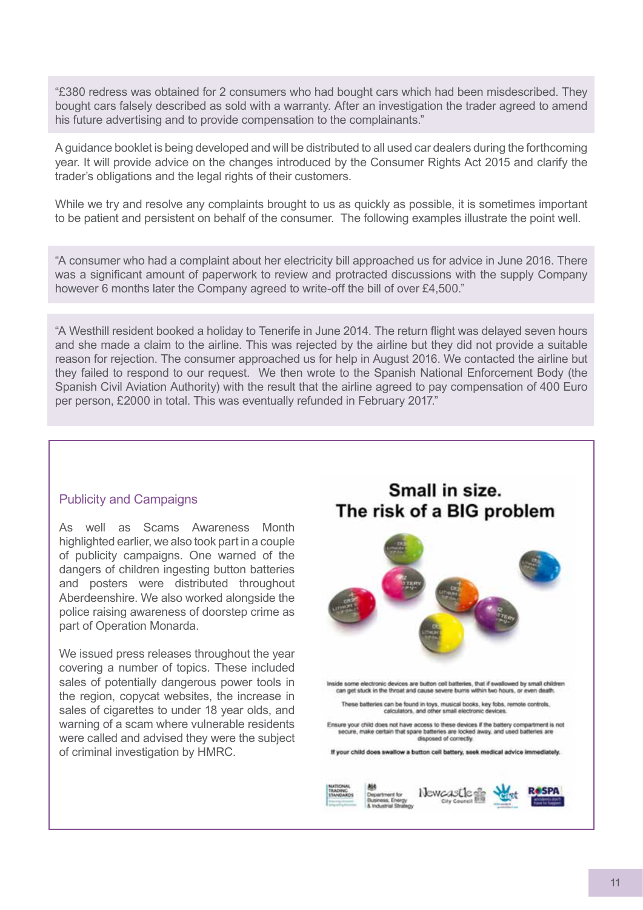"£380 redress was obtained for 2 consumers who had bought cars which had been misdescribed. They bought cars falsely described as sold with a warranty. After an investigation the trader agreed to amend his future advertising and to provide compensation to the complainants."

A guidance booklet is being developed and will be distributed to all used car dealers during the forthcoming year. It will provide advice on the changes introduced by the Consumer Rights Act 2015 and clarify the trader's obligations and the legal rights of their customers.

While we try and resolve any complaints brought to us as quickly as possible, it is sometimes important to be patient and persistent on behalf of the consumer. The following examples illustrate the point well.

"A consumer who had a complaint about her electricity bill approached us for advice in June 2016. There was a significant amount of paperwork to review and protracted discussions with the supply Company however 6 months later the Company agreed to write-off the bill of over £4,500."

"A Westhill resident booked a holiday to Tenerife in June 2014. The return flight was delayed seven hours and she made a claim to the airline. This was rejected by the airline but they did not provide a suitable reason for rejection. The consumer approached us for help in August 2016. We contacted the airline but they failed to respond to our request. We then wrote to the Spanish National Enforcement Body (the Spanish Civil Aviation Authority) with the result that the airline agreed to pay compensation of 400 Euro per person, £2000 in total. This was eventually refunded in February 2017."

## Publicity and Campaigns

As well as Scams Awareness Month highlighted earlier, we also took part in a couple of publicity campaigns. One warned of the dangers of children ingesting button batteries and posters were distributed throughout Aberdeenshire. We also worked alongside the police raising awareness of doorstep crime as part of Operation Monarda.

We issued press releases throughout the year covering a number of topics. These included sales of potentially dangerous power tools in the region, copycat websites, the increase in sales of cigarettes to under 18 year olds, and warning of a scam where vulnerable residents were called and advised they were the subject of criminal investigation by HMRC.

**Small in size.
The risk of a BIG problem**

Inside some electronic devices are button cell batteries, that if swallowed by small children can get stuck in the throat and cause severe burns within two hours, or even death.

These batteries can be found in toys, musical books, key fobs, remote controls, calculators, and other small electronic devices.

Ensure your child does not have access to these devices if the battery compartment is not secure, make certain that spare batteries are locked away, and used batteries are disposed of correctly.

**If your child does swallow a button cell battery, seek medical advice immediately.**

National Trading Standards | Department for Business, Energy & Industrial Strategy | Newcastle City Council | CAPT | RoSPA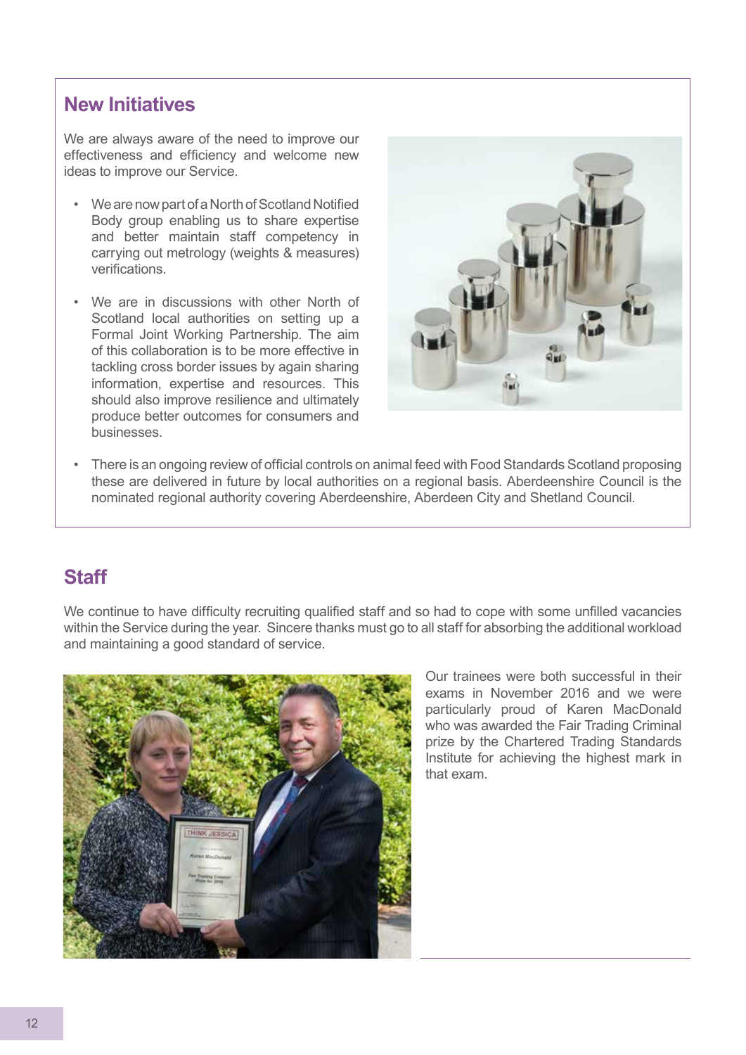## New Initiatives

We are always aware of the need to improve our effectiveness and efficiency and welcome new ideas to improve our Service.

- We are now part of a North of Scotland Notified Body group enabling us to share expertise and better maintain staff competency in carrying out metrology (weights & measures) verifications.

- We are in discussions with other North of Scotland local authorities on setting up a Formal Joint Working Partnership. The aim of this collaboration is to be more effective in tackling cross border issues by again sharing information, expertise and resources. This should also improve resilience and ultimately produce better outcomes for consumers and businesses.

- There is an ongoing review of official controls on animal feed with Food Standards Scotland proposing these are delivered in future by local authorities on a regional basis. Aberdeenshire Council is the nominated regional authority covering Aberdeenshire, Aberdeen City and Shetland Council.

## Staff

We continue to have difficulty recruiting qualified staff and so had to cope with some unfilled vacancies within the Service during the year. Sincere thanks must go to all staff for absorbing the additional workload and maintaining a good standard of service.

Our trainees were both successful in their exams in November 2016 and we were particularly proud of Karen MacDonald who was awarded the Fair Trading Criminal prize by the Chartered Trading Standards Institute for achieving the highest mark in that exam.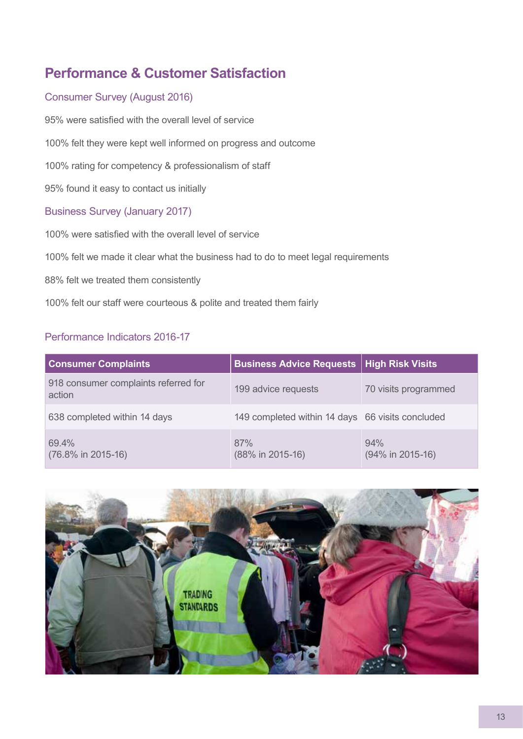## Performance & Customer Satisfaction

### Consumer Survey (August 2016)

95% were satisfied with the overall level of service

100% felt they were kept well informed on progress and outcome

100% rating for competency & professionalism of staff

95% found it easy to contact us initially

### Business Survey (January 2017)

100% were satisfied with the overall level of service

100% felt we made it clear what the business had to do to meet legal requirements

88% felt we treated them consistently

100% felt our staff were courteous & polite and treated them fairly

### Performance Indicators 2016-17

| Consumer Complaints | Business Advice Requests | High Risk Visits |
|---|---|---|
| 918 consumer complaints referred for action | 199 advice requests | 70 visits programmed |
| 638 completed within 14 days | 149 completed within 14 days | 66 visits concluded |
| 69.4%<br>(76.8% in 2015-16) | 87%<br>(88% in 2015-16) | 94%<br>(94% in 2015-16) |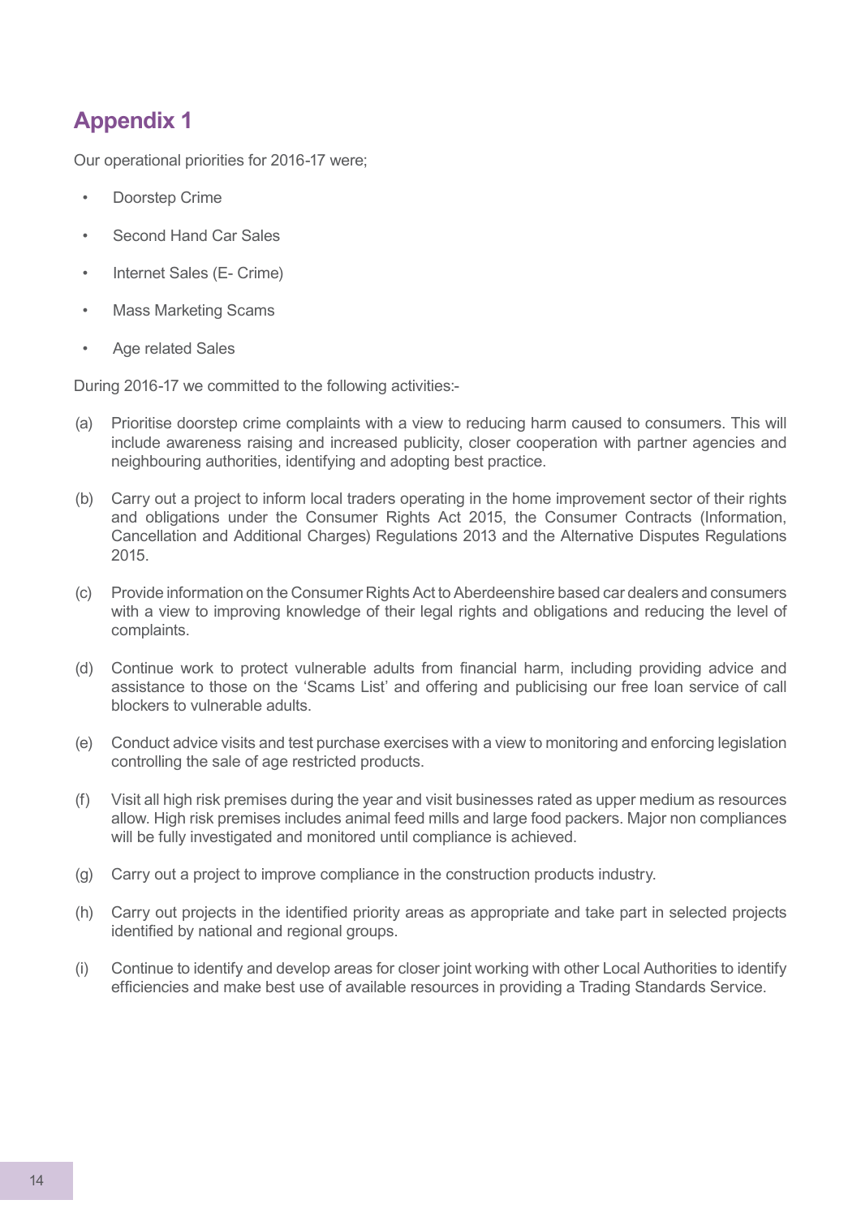# Appendix 1

Our operational priorities for 2016-17 were;

- Doorstep Crime
- Second Hand Car Sales
- Internet Sales (E- Crime)
- Mass Marketing Scams
- Age related Sales

During 2016-17 we committed to the following activities:-

(a) Prioritise doorstep crime complaints with a view to reducing harm caused to consumers. This will include awareness raising and increased publicity, closer cooperation with partner agencies and neighbouring authorities, identifying and adopting best practice.

(b) Carry out a project to inform local traders operating in the home improvement sector of their rights and obligations under the Consumer Rights Act 2015, the Consumer Contracts (Information, Cancellation and Additional Charges) Regulations 2013 and the Alternative Disputes Regulations 2015.

(c) Provide information on the Consumer Rights Act to Aberdeenshire based car dealers and consumers with a view to improving knowledge of their legal rights and obligations and reducing the level of complaints.

(d) Continue work to protect vulnerable adults from financial harm, including providing advice and assistance to those on the 'Scams List' and offering and publicising our free loan service of call blockers to vulnerable adults.

(e) Conduct advice visits and test purchase exercises with a view to monitoring and enforcing legislation controlling the sale of age restricted products.

(f) Visit all high risk premises during the year and visit businesses rated as upper medium as resources allow. High risk premises includes animal feed mills and large food packers. Major non compliances will be fully investigated and monitored until compliance is achieved.

(g) Carry out a project to improve compliance in the construction products industry.

(h) Carry out projects in the identified priority areas as appropriate and take part in selected projects identified by national and regional groups.

(i) Continue to identify and develop areas for closer joint working with other Local Authorities to identify efficiencies and make best use of available resources in providing a Trading Standards Service.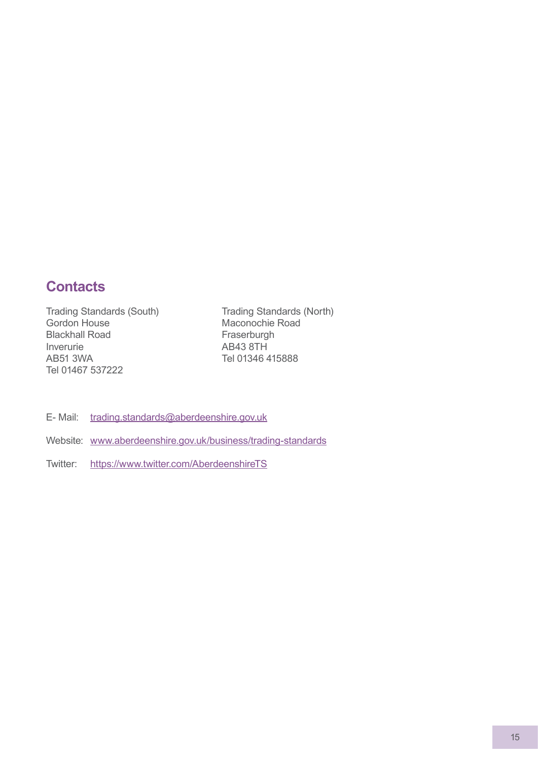## Contacts

Trading Standards (South)
Gordon House
Blackhall Road
Inverurie
AB51 3WA
Tel 01467 537222

Trading Standards (North)
Maconochie Road
Fraserburgh
AB43 8TH
Tel 01346 415888

E- Mail: [trading.standards@aberdeenshire.gov.uk](mailto:trading.standards@aberdeenshire.gov.uk)

Website: [www.aberdeenshire.gov.uk/business/trading-standards](http://www.aberdeenshire.gov.uk/business/trading-standards)

Twitter: [https://www.twitter.com/AberdeenshireTS](https://www.twitter.com/AberdeenshireTS)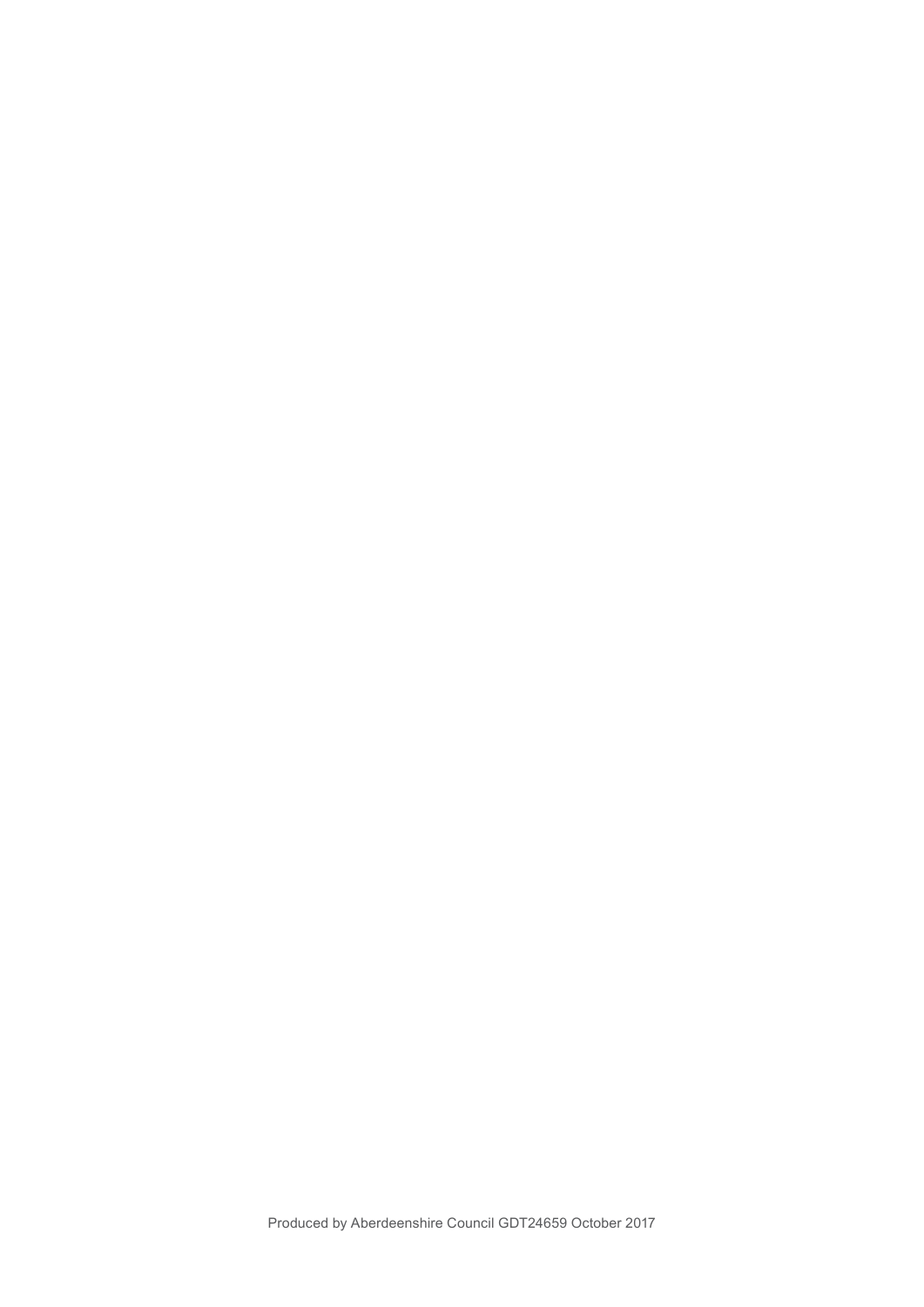Produced by Aberdeenshire Council GDT24659 October 2017